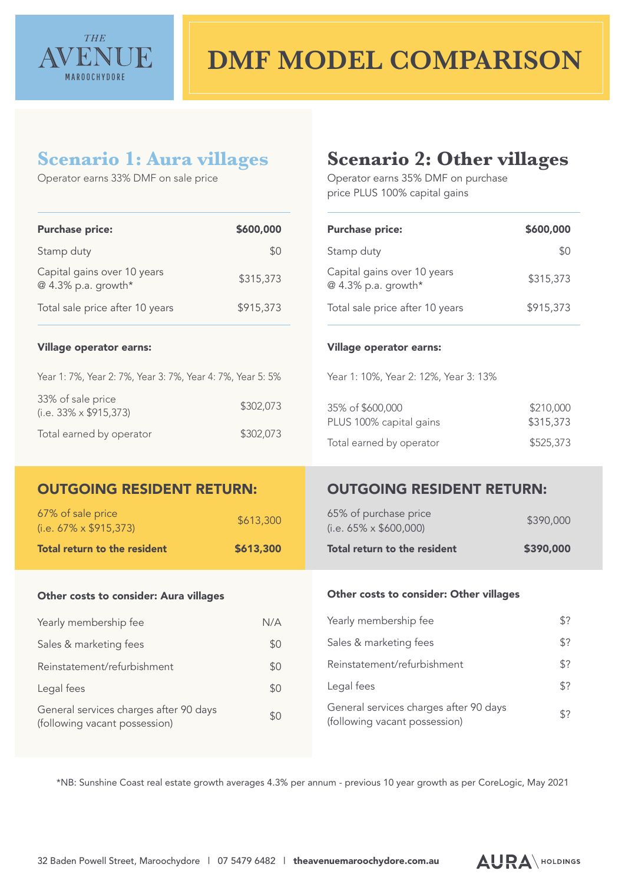THE AVENUE MAROOCHYDORE

# DMF MODEL COMPARISON

## Scenario 1: Aura villages

Operator earns 33% DMF on sale price

| Purchase price: | $600,000 |
|---|---|
| Stamp duty | $0 |
| Capital gains over 10 years @ 4.3% p.a. growth* | $315,373 |
| Total sale price after 10 years | $915,373 |

**Village operator earns:**

Year 1: 7%, Year 2: 7%, Year 3: 7%, Year 4: 7%, Year 5: 5%

| | |
|---|---|
| 33% of sale price (i.e. 33% x $915,373) | $302,073 |
| Total earned by operator | $302,073 |

### OUTGOING RESIDENT RETURN:

| | |
|---|---|
| 67% of sale price (i.e. 67% x $915,373) | $613,300 |
| **Total return to the resident** | **$613,300** |

**Other costs to consider: Aura villages**

| | |
|---|---|
| Yearly membership fee | N/A |
| Sales & marketing fees | $0 |
| Reinstatement/refurbishment | $0 |
| Legal fees | $0 |
| General services charges after 90 days (following vacant possession) | $0 |

## Scenario 2: Other villages

Operator earns 35% DMF on purchase price PLUS 100% capital gains

| Purchase price: | $600,000 |
|---|---|
| Stamp duty | $0 |
| Capital gains over 10 years @ 4.3% p.a. growth* | $315,373 |
| Total sale price after 10 years | $915,373 |

**Village operator earns:**

Year 1: 10%, Year 2: 12%, Year 3: 13%

| | |
|---|---|
| 35% of $600,000 | $210,000 |
| PLUS 100% capital gains | $315,373 |
| Total earned by operator | $525,373 |

### OUTGOING RESIDENT RETURN:

| | |
|---|---|
| 65% of purchase price (i.e. 65% x $600,000) | $390,000 |
| **Total return to the resident** | **$390,000** |

**Other costs to consider: Other villages**

| | |
|---|---|
| Yearly membership fee | $? |
| Sales & marketing fees | $? |
| Reinstatement/refurbishment | $? |
| Legal fees | $? |
| General services charges after 90 days (following vacant possession) | $? |

*NB: Sunshine Coast real estate growth averages 4.3% per annum - previous 10 year growth as per CoreLogic, May 2021

32 Baden Powell Street, Maroochydore | 07 5479 6482 | **theavenuemaroochydore.com.au**

AURA HOLDINGS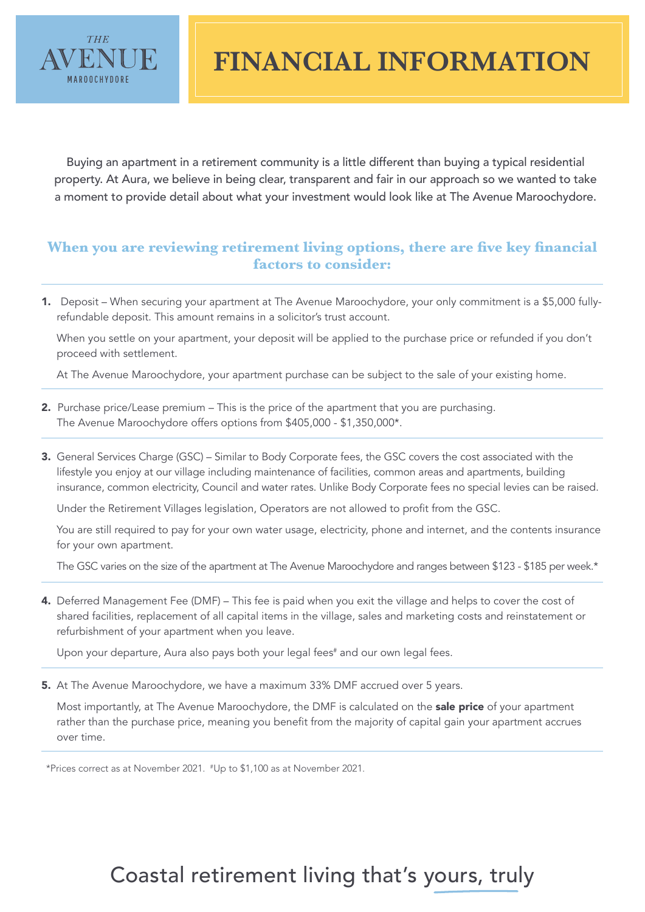THE AVENUE MAROOCHYDORE

# FINANCIAL INFORMATION

Buying an apartment in a retirement community is a little different than buying a typical residential property. At Aura, we believe in being clear, transparent and fair in our approach so we wanted to take a moment to provide detail about what your investment would look like at The Avenue Maroochydore.

## When you are reviewing retirement living options, there are five key financial factors to consider:

1. Deposit – When securing your apartment at The Avenue Maroochydore, your only commitment is a $5,000 fully-refundable deposit. This amount remains in a solicitor's trust account.

   When you settle on your apartment, your deposit will be applied to the purchase price or refunded if you don't proceed with settlement.

   At The Avenue Maroochydore, your apartment purchase can be subject to the sale of your existing home.

2. Purchase price/Lease premium – This is the price of the apartment that you are purchasing. The Avenue Maroochydore offers options from $405,000 - $1,350,000*.

3. General Services Charge (GSC) – Similar to Body Corporate fees, the GSC covers the cost associated with the lifestyle you enjoy at our village including maintenance of facilities, common areas and apartments, building insurance, common electricity, Council and water rates. Unlike Body Corporate fees no special levies can be raised.

   Under the Retirement Villages legislation, Operators are not allowed to profit from the GSC.

   You are still required to pay for your own water usage, electricity, phone and internet, and the contents insurance for your own apartment.

   The GSC varies on the size of the apartment at The Avenue Maroochydore and ranges between $123 - $185 per week.*

4. Deferred Management Fee (DMF) – This fee is paid when you exit the village and helps to cover the cost of shared facilities, replacement of all capital items in the village, sales and marketing costs and reinstatement or refurbishment of your apartment when you leave.

   Upon your departure, Aura also pays both your legal fees# and our own legal fees.

5. At The Avenue Maroochydore, we have a maximum 33% DMF accrued over 5 years.

   Most importantly, at The Avenue Maroochydore, the DMF is calculated on the **sale price** of your apartment rather than the purchase price, meaning you benefit from the majority of capital gain your apartment accrues over time.

*Prices correct as at November 2021. #Up to $1,100 as at November 2021.

Coastal retirement living that's yours, truly